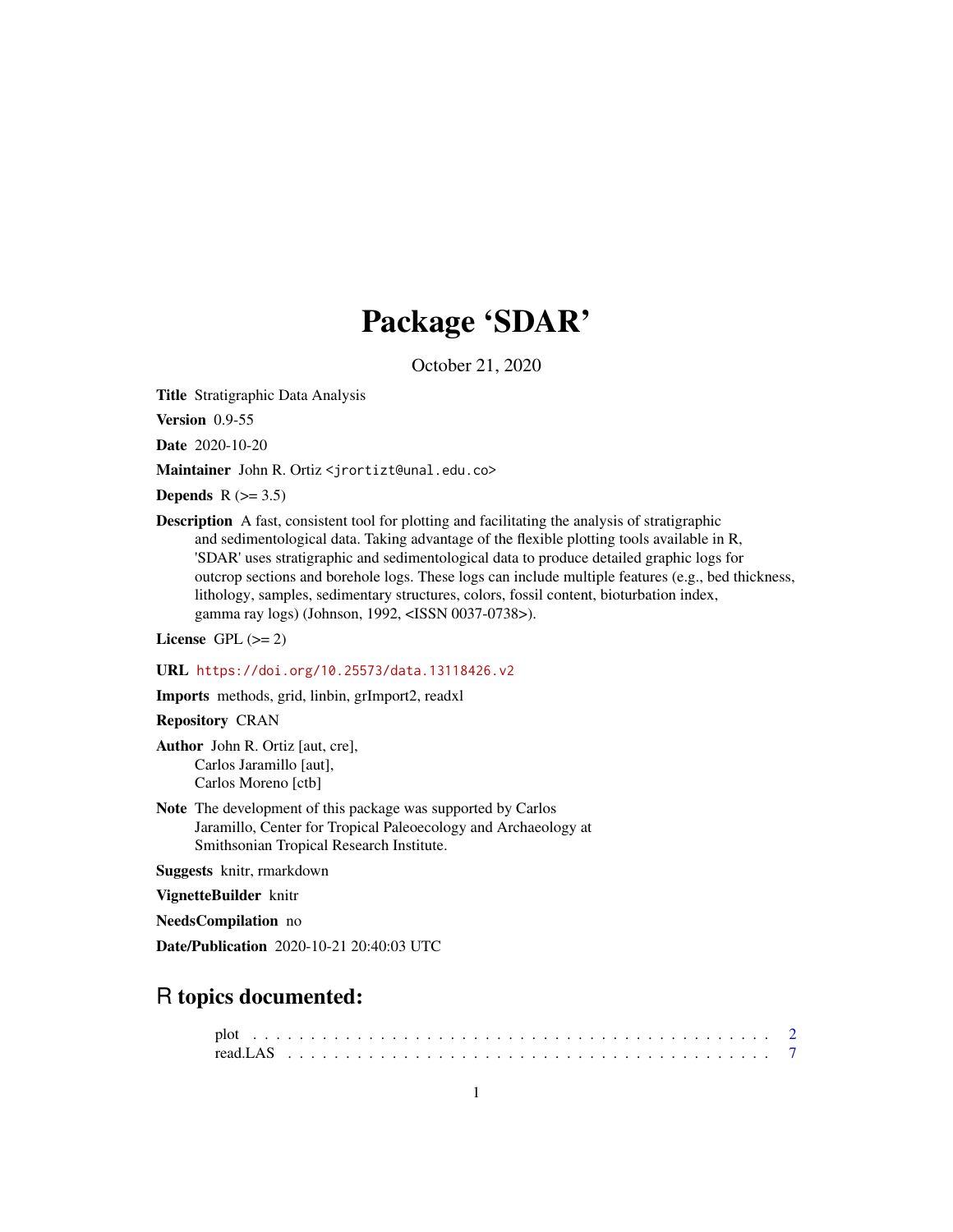# Package 'SDAR'

October 21, 2020

**Title** Stratigraphic Data Analysis

**Version** 0.9-55

**Date** 2020-10-20

**Maintainer** John R. Ortiz <jrortizt@unal.edu.co>

**Depends** R (>= 3.5)

**Description** A fast, consistent tool for plotting and facilitating the analysis of stratigraphic and sedimentological data. Taking advantage of the flexible plotting tools available in R, 'SDAR' uses stratigraphic and sedimentological data to produce detailed graphic logs for outcrop sections and borehole logs. These logs can include multiple features (e.g., bed thickness, lithology, samples, sedimentary structures, colors, fossil content, bioturbation index, gamma ray logs) (Johnson, 1992, <ISSN 0037-0738>).

**License** GPL (>= 2)

**URL** https://doi.org/10.25573/data.13118426.v2

**Imports** methods, grid, linbin, grImport2, readxl

**Repository** CRAN

**Author** John R. Ortiz [aut, cre],
Carlos Jaramillo [aut],
Carlos Moreno [ctb]

**Note** The development of this package was supported by Carlos Jaramillo, Center for Tropical Paleoecology and Archaeology at Smithsonian Tropical Research Institute.

**Suggests** knitr, rmarkdown

**VignetteBuilder** knitr

**NeedsCompilation** no

**Date/Publication** 2020-10-21 20:40:03 UTC

## R topics documented:

plot . . . . . . . . . . . . . . . . . . . . . . . . . . . . . . . . . . . . . . . . . . 2
read.LAS . . . . . . . . . . . . . . . . . . . . . . . . . . . . . . . . . . . . . . . . 7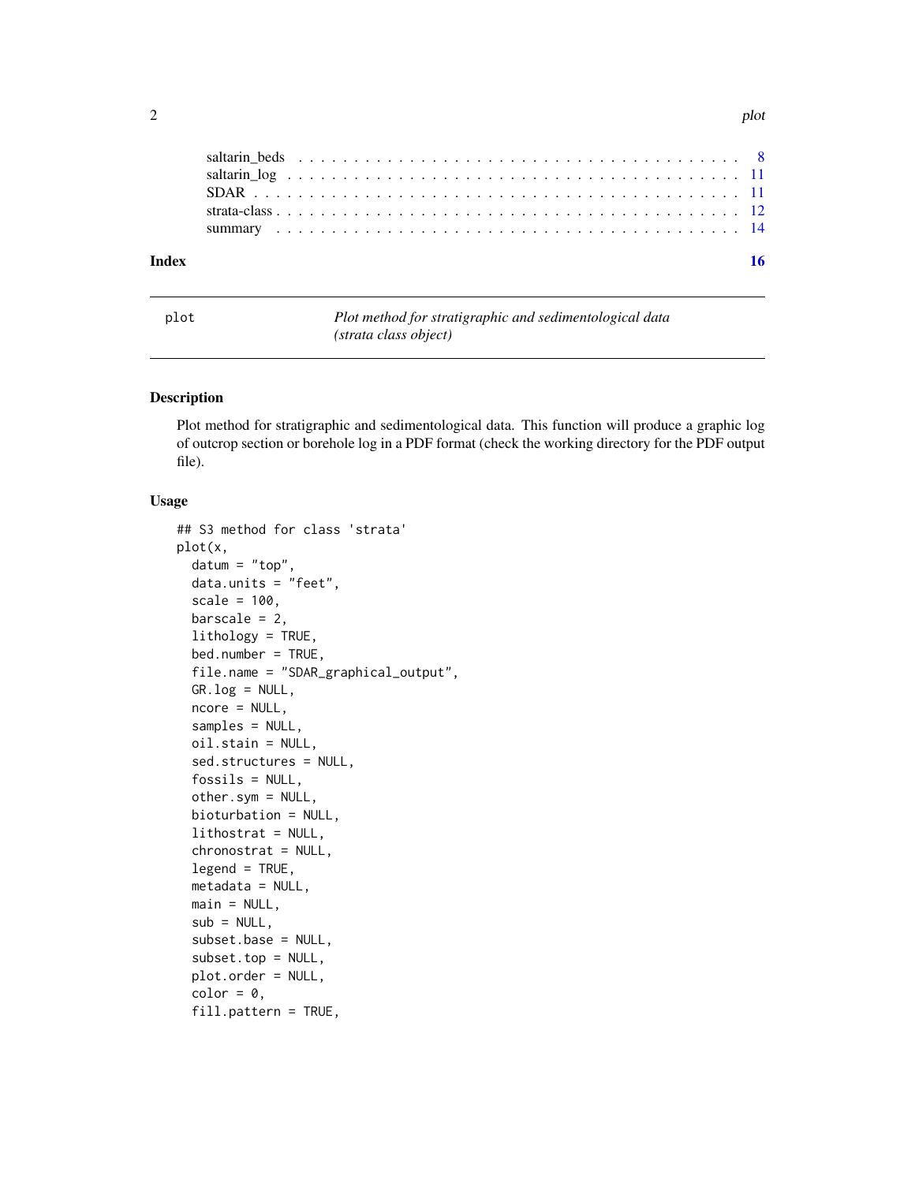saltarin_beds . . . . . . . . . . . . . . . . . . . . . . . . . . . . . . . . . . . . 8
saltarin_log . . . . . . . . . . . . . . . . . . . . . . . . . . . . . . . . . . . . 11
SDAR . . . . . . . . . . . . . . . . . . . . . . . . . . . . . . . . . . . . . . . 11
strata-class . . . . . . . . . . . . . . . . . . . . . . . . . . . . . . . . . . . . 12
summary . . . . . . . . . . . . . . . . . . . . . . . . . . . . . . . . . . . . . 14

**Index** **16**

---

`plot` *Plot method for stratigraphic and sedimentological data (strata class object)*

---

## Description

Plot method for stratigraphic and sedimentological data. This function will produce a graphic log of outcrop section or borehole log in a PDF format (check the working directory for the PDF output file).

## Usage

```
## S3 method for class 'strata'
plot(x,
  datum = "top",
  data.units = "feet",
  scale = 100,
  barscale = 2,
  lithology = TRUE,
  bed.number = TRUE,
  file.name = "SDAR_graphical_output",
  GR.log = NULL,
  ncore = NULL,
  samples = NULL,
  oil.stain = NULL,
  sed.structures = NULL,
  fossils = NULL,
  other.sym = NULL,
  bioturbation = NULL,
  lithostrat = NULL,
  chronostrat = NULL,
  legend = TRUE,
  metadata = NULL,
  main = NULL,
  sub = NULL,
  subset.base = NULL,
  subset.top = NULL,
  plot.order = NULL,
  color = 0,
  fill.pattern = TRUE,
```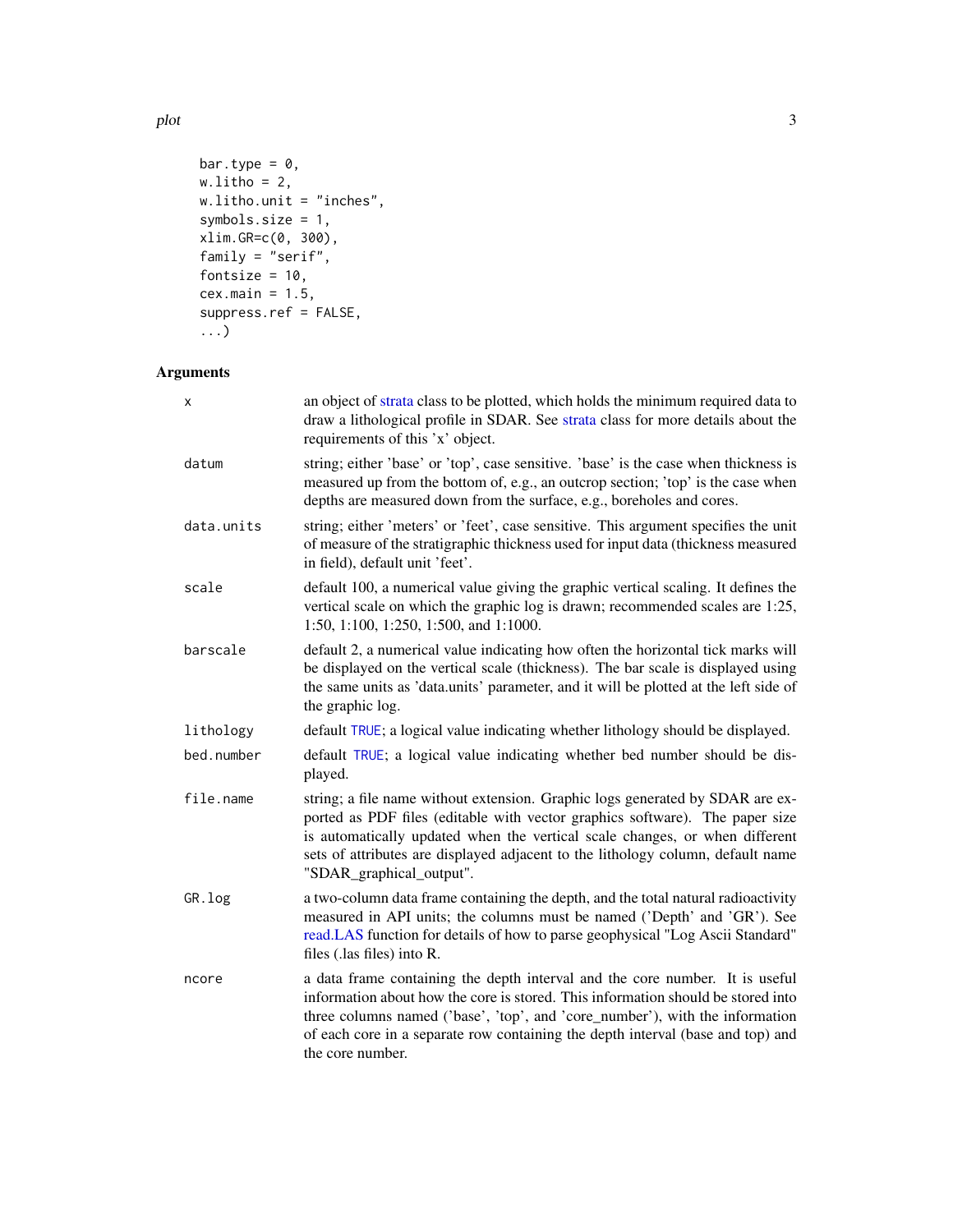```
bar.type = 0,
w.litho = 2,
w.litho.unit = "inches",
symbols.size = 1,
xlim.GR=c(0, 300),
family = "serif",
fontsize = 10,
cex.main = 1.5,
suppress.ref = FALSE,
...)
```

## Arguments

| | |
|---|---|
| `x` | an object of strata class to be plotted, which holds the minimum required data to draw a lithological profile in SDAR. See strata class for more details about the requirements of this 'x' object. |
| `datum` | string; either 'base' or 'top', case sensitive. 'base' is the case when thickness is measured up from the bottom of, e.g., an outcrop section; 'top' is the case when depths are measured down from the surface, e.g., boreholes and cores. |
| `data.units` | string; either 'meters' or 'feet', case sensitive. This argument specifies the unit of measure of the stratigraphic thickness used for input data (thickness measured in field), default unit 'feet'. |
| `scale` | default 100, a numerical value giving the graphic vertical scaling. It defines the vertical scale on which the graphic log is drawn; recommended scales are 1:25, 1:50, 1:100, 1:250, 1:500, and 1:1000. |
| `barscale` | default 2, a numerical value indicating how often the horizontal tick marks will be displayed on the vertical scale (thickness). The bar scale is displayed using the same units as 'data.units' parameter, and it will be plotted at the left side of the graphic log. |
| `lithology` | default `TRUE`; a logical value indicating whether lithology should be displayed. |
| `bed.number` | default `TRUE`; a logical value indicating whether bed number should be displayed. |
| `file.name` | string; a file name without extension. Graphic logs generated by SDAR are exported as PDF files (editable with vector graphics software). The paper size is automatically updated when the vertical scale changes, or when different sets of attributes are displayed adjacent to the lithology column, default name "SDAR_graphical_output". |
| `GR.log` | a two-column data frame containing the depth, and the total natural radioactivity measured in API units; the columns must be named ('Depth' and 'GR'). See read.LAS function for details of how to parse geophysical "Log Ascii Standard" files (.las files) into R. |
| `ncore` | a data frame containing the depth interval and the core number. It is useful information about how the core is stored. This information should be stored into three columns named ('base', 'top', and 'core_number'), with the information of each core in a separate row containing the depth interval (base and top) and the core number. |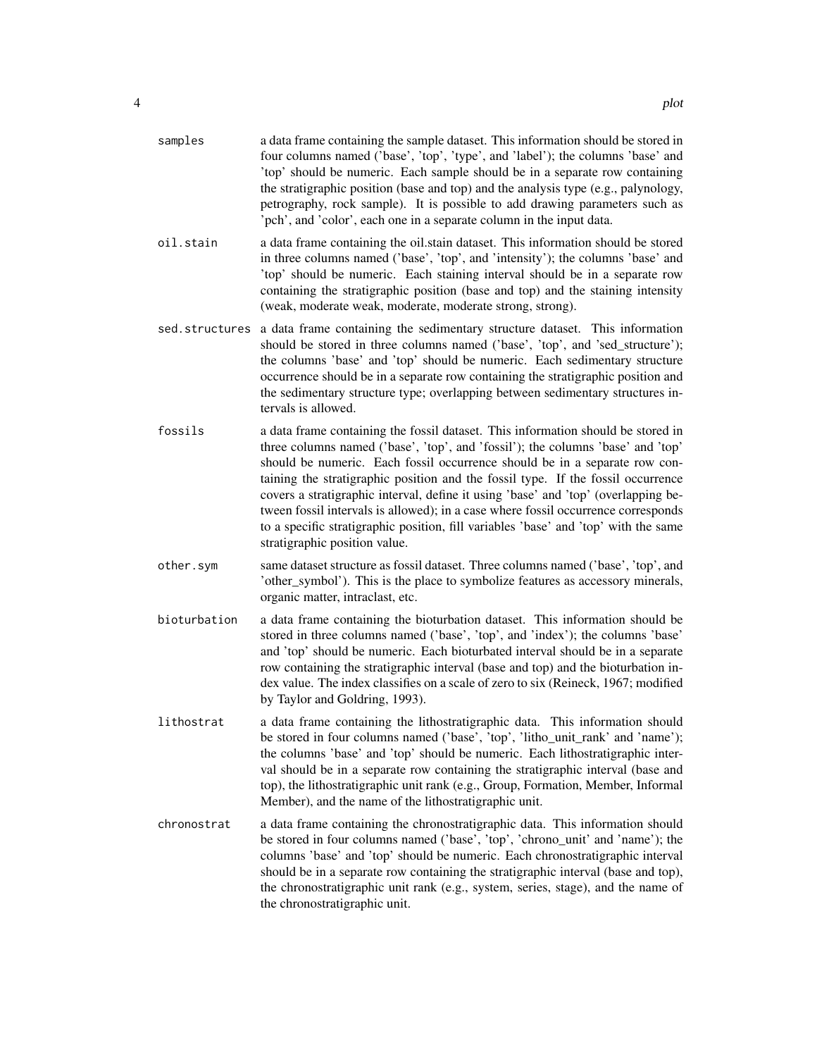**samples** a data frame containing the sample dataset. This information should be stored in four columns named ('base', 'top', 'type', and 'label'); the columns 'base' and 'top' should be numeric. Each sample should be in a separate row containing the stratigraphic position (base and top) and the analysis type (e.g., palynology, petrography, rock sample). It is possible to add drawing parameters such as 'pch', and 'color', each one in a separate column in the input data.

**oil.stain** a data frame containing the oil.stain dataset. This information should be stored in three columns named ('base', 'top', and 'intensity'); the columns 'base' and 'top' should be numeric. Each staining interval should be in a separate row containing the stratigraphic position (base and top) and the staining intensity (weak, moderate weak, moderate, moderate strong, strong).

**sed.structures** a data frame containing the sedimentary structure dataset. This information should be stored in three columns named ('base', 'top', and 'sed_structure'); the columns 'base' and 'top' should be numeric. Each sedimentary structure occurrence should be in a separate row containing the stratigraphic position and the sedimentary structure type; overlapping between sedimentary structures intervals is allowed.

**fossils** a data frame containing the fossil dataset. This information should be stored in three columns named ('base', 'top', and 'fossil'); the columns 'base' and 'top' should be numeric. Each fossil occurrence should be in a separate row containing the stratigraphic position and the fossil type. If the fossil occurrence covers a stratigraphic interval, define it using 'base' and 'top' (overlapping between fossil intervals is allowed); in a case where fossil occurrence corresponds to a specific stratigraphic position, fill variables 'base' and 'top' with the same stratigraphic position value.

**other.sym** same dataset structure as fossil dataset. Three columns named ('base', 'top', and 'other_symbol'). This is the place to symbolize features as accessory minerals, organic matter, intraclast, etc.

**bioturbation** a data frame containing the bioturbation dataset. This information should be stored in three columns named ('base', 'top', and 'index'); the columns 'base' and 'top' should be numeric. Each bioturbated interval should be in a separate row containing the stratigraphic interval (base and top) and the bioturbation index value. The index classifies on a scale of zero to six (Reineck, 1967; modified by Taylor and Goldring, 1993).

**lithostrat** a data frame containing the lithostratigraphic data. This information should be stored in four columns named ('base', 'top', 'litho_unit_rank' and 'name'); the columns 'base' and 'top' should be numeric. Each lithostratigraphic interval should be in a separate row containing the stratigraphic interval (base and top), the lithostratigraphic unit rank (e.g., Group, Formation, Member, Informal Member), and the name of the lithostratigraphic unit.

**chronostrat** a data frame containing the chronostratigraphic data. This information should be stored in four columns named ('base', 'top', 'chrono_unit' and 'name'); the columns 'base' and 'top' should be numeric. Each chronostratigraphic interval should be in a separate row containing the stratigraphic interval (base and top), the chronostratigraphic unit rank (e.g., system, series, stage), and the name of the chronostratigraphic unit.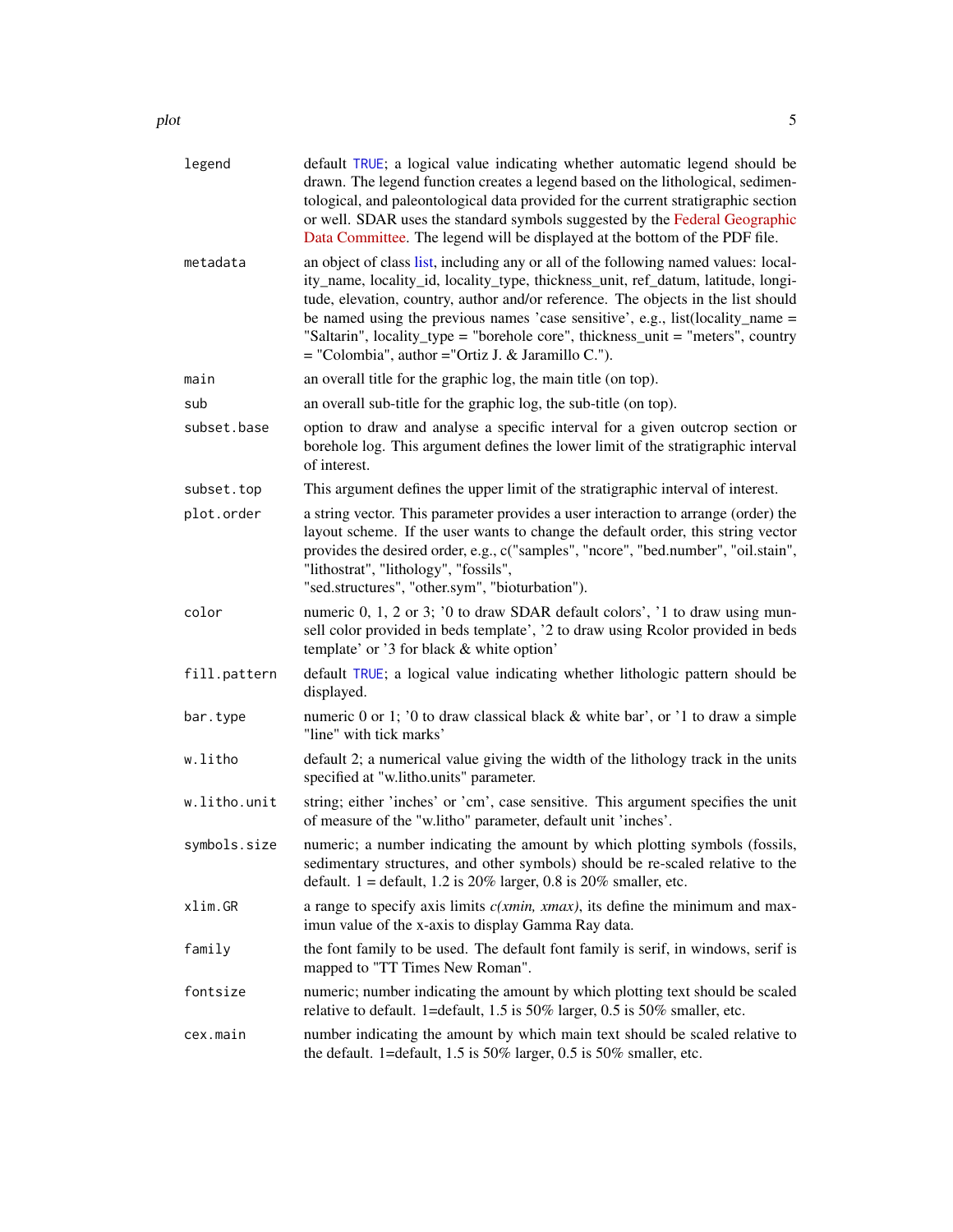| | |
|---|---|
| `legend` | default TRUE; a logical value indicating whether automatic legend should be drawn. The legend function creates a legend based on the lithological, sedimentological, and paleontological data provided for the current stratigraphic section or well. SDAR uses the standard symbols suggested by the Federal Geographic Data Committee. The legend will be displayed at the bottom of the PDF file. |
| `metadata` | an object of class list, including any or all of the following named values: locality_name, locality_id, locality_type, thickness_unit, ref_datum, latitude, longitude, elevation, country, author and/or reference. The objects in the list should be named using the previous names 'case sensitive', e.g., list(locality_name = "Saltarin", locality_type = "borehole core", thickness_unit = "meters", country = "Colombia", author ="Ortiz J. & Jaramillo C."). |
| `main` | an overall title for the graphic log, the main title (on top). |
| `sub` | an overall sub-title for the graphic log, the sub-title (on top). |
| `subset.base` | option to draw and analyse a specific interval for a given outcrop section or borehole log. This argument defines the lower limit of the stratigraphic interval of interest. |
| `subset.top` | This argument defines the upper limit of the stratigraphic interval of interest. |
| `plot.order` | a string vector. This parameter provides a user interaction to arrange (order) the layout scheme. If the user wants to change the default order, this string vector provides the desired order, e.g., c("samples", "ncore", "bed.number", "oil.stain", "lithostrat", "lithology", "fossils", "sed.structures", "other.sym", "bioturbation"). |
| `color` | numeric 0, 1, 2 or 3; '0 to draw SDAR default colors', '1 to draw using munsell color provided in beds template', '2 to draw using Rcolor provided in beds template' or '3 for black & white option' |
| `fill.pattern` | default TRUE; a logical value indicating whether lithologic pattern should be displayed. |
| `bar.type` | numeric 0 or 1; '0 to draw classical black & white bar', or '1 to draw a simple "line" with tick marks' |
| `w.litho` | default 2; a numerical value giving the width of the lithology track in the units specified at "w.litho.units" parameter. |
| `w.litho.unit` | string; either 'inches' or 'cm', case sensitive. This argument specifies the unit of measure of the "w.litho" parameter, default unit 'inches'. |
| `symbols.size` | numeric; a number indicating the amount by which plotting symbols (fossils, sedimentary structures, and other symbols) should be re-scaled relative to the default. 1 = default, 1.2 is 20% larger, 0.8 is 20% smaller, etc. |
| `xlim.GR` | a range to specify axis limits *c(xmin, xmax)*, its define the minimum and maximun value of the x-axis to display Gamma Ray data. |
| `family` | the font family to be used. The default font family is serif, in windows, serif is mapped to "TT Times New Roman". |
| `fontsize` | numeric; number indicating the amount by which plotting text should be scaled relative to default. 1=default, 1.5 is 50% larger, 0.5 is 50% smaller, etc. |
| `cex.main` | number indicating the amount by which main text should be scaled relative to the default. 1=default, 1.5 is 50% larger, 0.5 is 50% smaller, etc. |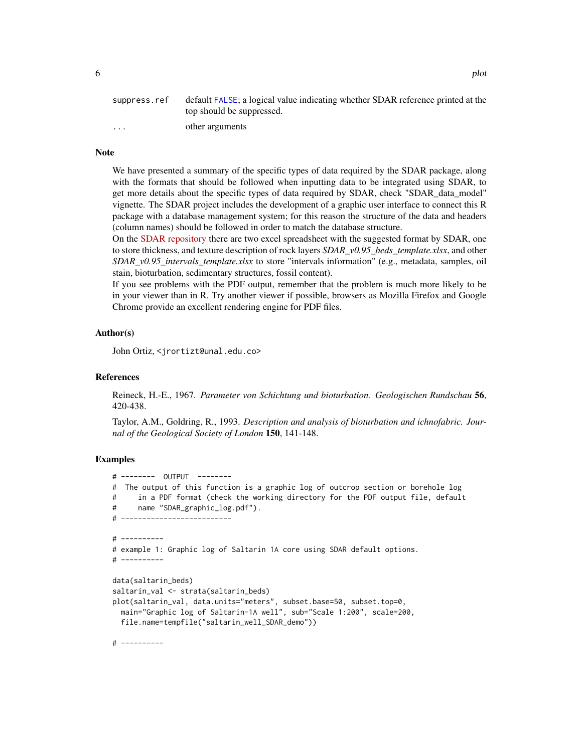| | |
|---|---|
| `suppress.ref` | default `FALSE`; a logical value indicating whether SDAR reference printed at the top should be suppressed. |
| `...` | other arguments |

## Note

We have presented a summary of the specific types of data required by the SDAR package, along with the formats that should be followed when inputting data to be integrated using SDAR, to get more details about the specific types of data required by SDAR, check "SDAR_data_model" vignette. The SDAR project includes the development of a graphic user interface to connect this R package with a database management system; for this reason the structure of the data and headers (column names) should be followed in order to match the database structure.

On the SDAR repository there are two excel spreadsheet with the suggested format by SDAR, one to store thickness, and texture description of rock layers *SDAR_v0.95_beds_template.xlsx*, and other *SDAR_v0.95_intervals_template.xlsx* to store "intervals information" (e.g., metadata, samples, oil stain, bioturbation, sedimentary structures, fossil content).

If you see problems with the PDF output, remember that the problem is much more likely to be in your viewer than in R. Try another viewer if possible, browsers as Mozilla Firefox and Google Chrome provide an excellent rendering engine for PDF files.

## Author(s)

John Ortiz, <jrortizt@unal.edu.co>

## References

Reineck, H.-E., 1967. *Parameter von Schichtung und bioturbation. Geologischen Rundschau* **56**, 420-438.

Taylor, A.M., Goldring, R., 1993. *Description and analysis of bioturbation and ichnofabric. Journal of the Geological Society of London* **150**, 141-148.

## Examples

```
# --------  OUTPUT  --------
#  The output of this function is a graphic log of outcrop section or borehole log
#     in a PDF format (check the working directory for the PDF output file, default
#     name "SDAR_graphic_log.pdf").
# -------------------------

# ----------
# example 1: Graphic log of Saltarin 1A core using SDAR default options.
# ----------

data(saltarin_beds)
saltarin_val <- strata(saltarin_beds)
plot(saltarin_val, data.units="meters", subset.base=50, subset.top=0,
  main="Graphic log of Saltarin-1A well", sub="Scale 1:200", scale=200,
  file.name=tempfile("saltarin_well_SDAR_demo"))

# ----------
```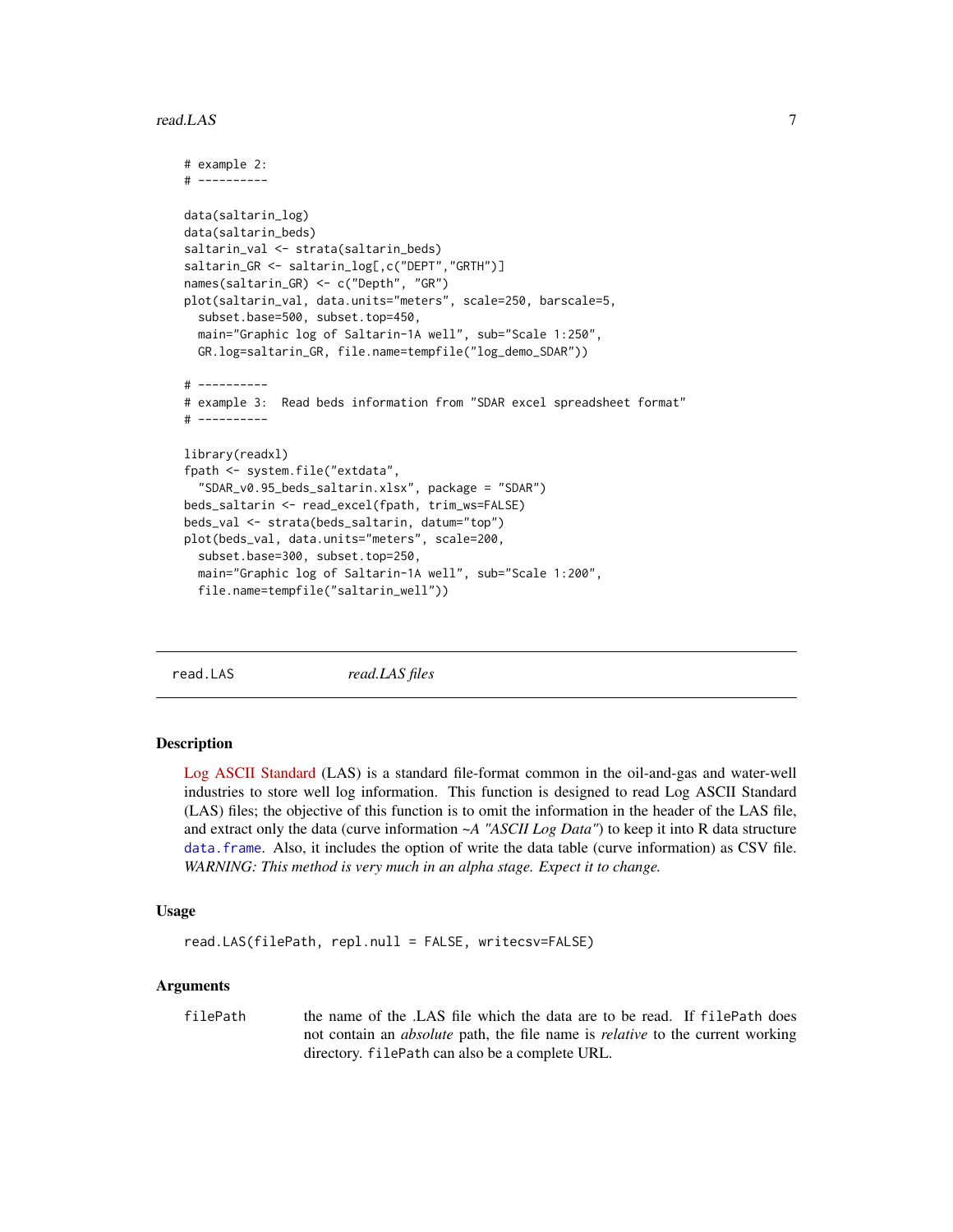```
# example 2:
# ----------

data(saltarin_log)
data(saltarin_beds)
saltarin_val <- strata(saltarin_beds)
saltarin_GR <- saltarin_log[,c("DEPT","GRTH")]
names(saltarin_GR) <- c("Depth", "GR")
plot(saltarin_val, data.units="meters", scale=250, barscale=5,
  subset.base=500, subset.top=450,
  main="Graphic log of Saltarin-1A well", sub="Scale 1:250",
  GR.log=saltarin_GR, file.name=tempfile("log_demo_SDAR"))

# ----------
# example 3:  Read beds information from "SDAR excel spreadsheet format"
# ----------

library(readxl)
fpath <- system.file("extdata",
  "SDAR_v0.95_beds_saltarin.xlsx", package = "SDAR")
beds_saltarin <- read_excel(fpath, trim_ws=FALSE)
beds_val <- strata(beds_saltarin, datum="top")
plot(beds_val, data.units="meters", scale=200,
  subset.base=300, subset.top=250,
  main="Graphic log of Saltarin-1A well", sub="Scale 1:200",
  file.name=tempfile("saltarin_well"))
```

---

`read.LAS` *read.LAS files*

---

### Description

Log ASCII Standard (LAS) is a standard file-format common in the oil-and-gas and water-well industries to store well log information. This function is designed to read Log ASCII Standard (LAS) files; the objective of this function is to omit the information in the header of the LAS file, and extract only the data (curve information ~*A "ASCII Log Data"*) to keep it into R data structure `data.frame`. Also, it includes the option of write the data table (curve information) as CSV file. *WARNING: This method is very much in an alpha stage. Expect it to change.*

### Usage

```
read.LAS(filePath, repl.null = FALSE, writecsv=FALSE)
```

### Arguments

| | |
|---|---|
| `filePath` | the name of the .LAS file which the data are to be read. If `filePath` does not contain an *absolute* path, the file name is *relative* to the current working directory. `filePath` can also be a complete URL. |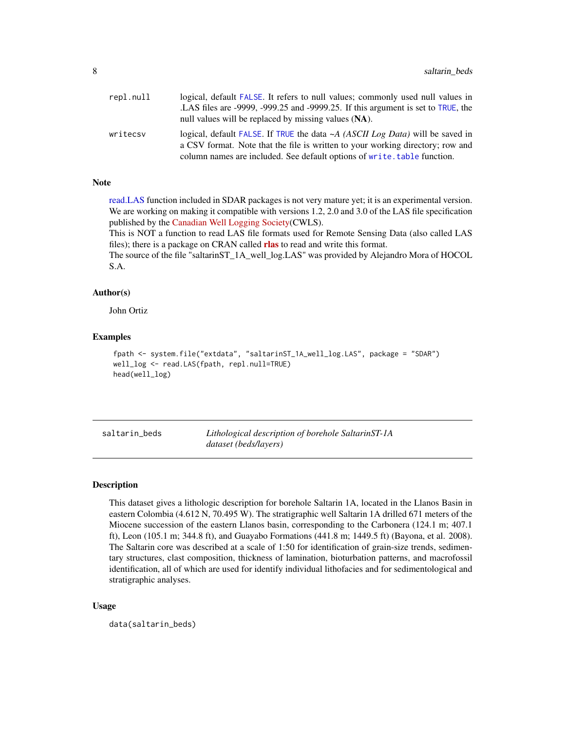| | |
|---|---|
| repl.null | logical, default FALSE. It refers to null values; commonly used null values in .LAS files are -9999, -999.25 and -9999.25. If this argument is set to TRUE, the null values will be replaced by missing values (**NA**). |
| writecsv | logical, default FALSE. If TRUE the data *~A (ASCII Log Data)* will be saved in a CSV format. Note that the file is written to your working directory; row and column names are included. See default options of write.table function. |

### Note

read.LAS function included in SDAR packages is not very mature yet; it is an experimental version. We are working on making it compatible with versions 1.2, 2.0 and 3.0 of the LAS file specification published by the Canadian Well Logging Society(CWLS).
This is NOT a function to read LAS file formats used for Remote Sensing Data (also called LAS files); there is a package on CRAN called **rlas** to read and write this format.
The source of the file "saltarinST_1A_well_log.LAS" was provided by Alejandro Mora of HOCOL S.A.

### Author(s)

John Ortiz

### Examples

```
fpath <- system.file("extdata", "saltarinST_1A_well_log.LAS", package = "SDAR")
well_log <- read.LAS(fpath, repl.null=TRUE)
head(well_log)
```

---

## saltarin_beds — *Lithological description of borehole SaltarinST-1A dataset (beds/layers)*

---

### Description

This dataset gives a lithologic description for borehole Saltarin 1A, located in the Llanos Basin in eastern Colombia (4.612 N, 70.495 W). The stratigraphic well Saltarin 1A drilled 671 meters of the Miocene succession of the eastern Llanos basin, corresponding to the Carbonera (124.1 m; 407.1 ft), Leon (105.1 m; 344.8 ft), and Guayabo Formations (441.8 m; 1449.5 ft) (Bayona, et al. 2008). The Saltarin core was described at a scale of 1:50 for identification of grain-size trends, sedimentary structures, clast composition, thickness of lamination, bioturbation patterns, and macrofossil identification, all of which are used for identify individual lithofacies and for sedimentological and stratigraphic analyses.

### Usage

```
data(saltarin_beds)
```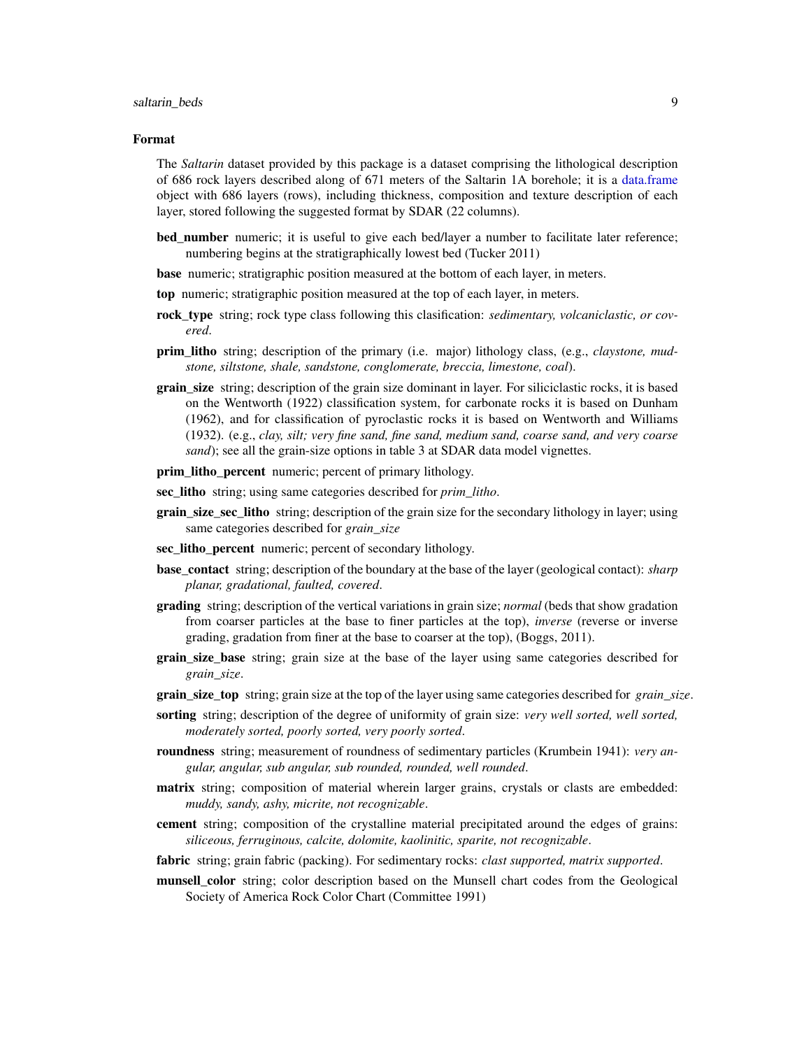## Format

The *Saltarin* dataset provided by this package is a dataset comprising the lithological description of 686 rock layers described along of 671 meters of the Saltarin 1A borehole; it is a data.frame object with 686 layers (rows), including thickness, composition and texture description of each layer, stored following the suggested format by SDAR (22 columns).

**bed_number** numeric; it is useful to give each bed/layer a number to facilitate later reference; numbering begins at the stratigraphically lowest bed (Tucker 2011)

**base** numeric; stratigraphic position measured at the bottom of each layer, in meters.

**top** numeric; stratigraphic position measured at the top of each layer, in meters.

**rock_type** string; rock type class following this clasification: *sedimentary, volcaniclastic, or covered*.

**prim_litho** string; description of the primary (i.e. major) lithology class, (e.g., *claystone, mudstone, siltstone, shale, sandstone, conglomerate, breccia, limestone, coal*).

**grain_size** string; description of the grain size dominant in layer. For siliciclastic rocks, it is based on the Wentworth (1922) classification system, for carbonate rocks it is based on Dunham (1962), and for classification of pyroclastic rocks it is based on Wentworth and Williams (1932). (e.g., *clay, silt; very fine sand, fine sand, medium sand, coarse sand, and very coarse sand*); see all the grain-size options in table 3 at SDAR data model vignettes.

**prim_litho_percent** numeric; percent of primary lithology.

**sec_litho** string; using same categories described for *prim_litho*.

**grain_size_sec_litho** string; description of the grain size for the secondary lithology in layer; using same categories described for *grain_size*

**sec_litho_percent** numeric; percent of secondary lithology.

**base_contact** string; description of the boundary at the base of the layer (geological contact): *sharp planar, gradational, faulted, covered*.

**grading** string; description of the vertical variations in grain size; *normal* (beds that show gradation from coarser particles at the base to finer particles at the top), *inverse* (reverse or inverse grading, gradation from finer at the base to coarser at the top), (Boggs, 2011).

**grain_size_base** string; grain size at the base of the layer using same categories described for *grain_size*.

**grain_size_top** string; grain size at the top of the layer using same categories described for *grain_size*.

**sorting** string; description of the degree of uniformity of grain size: *very well sorted, well sorted, moderately sorted, poorly sorted, very poorly sorted*.

**roundness** string; measurement of roundness of sedimentary particles (Krumbein 1941): *very angular, angular, sub angular, sub rounded, rounded, well rounded*.

**matrix** string; composition of material wherein larger grains, crystals or clasts are embedded: *muddy, sandy, ashy, micrite, not recognizable*.

**cement** string; composition of the crystalline material precipitated around the edges of grains: *siliceous, ferruginous, calcite, dolomite, kaolinitic, sparite, not recognizable*.

**fabric** string; grain fabric (packing). For sedimentary rocks: *clast supported, matrix supported*.

**munsell_color** string; color description based on the Munsell chart codes from the Geological Society of America Rock Color Chart (Committee 1991)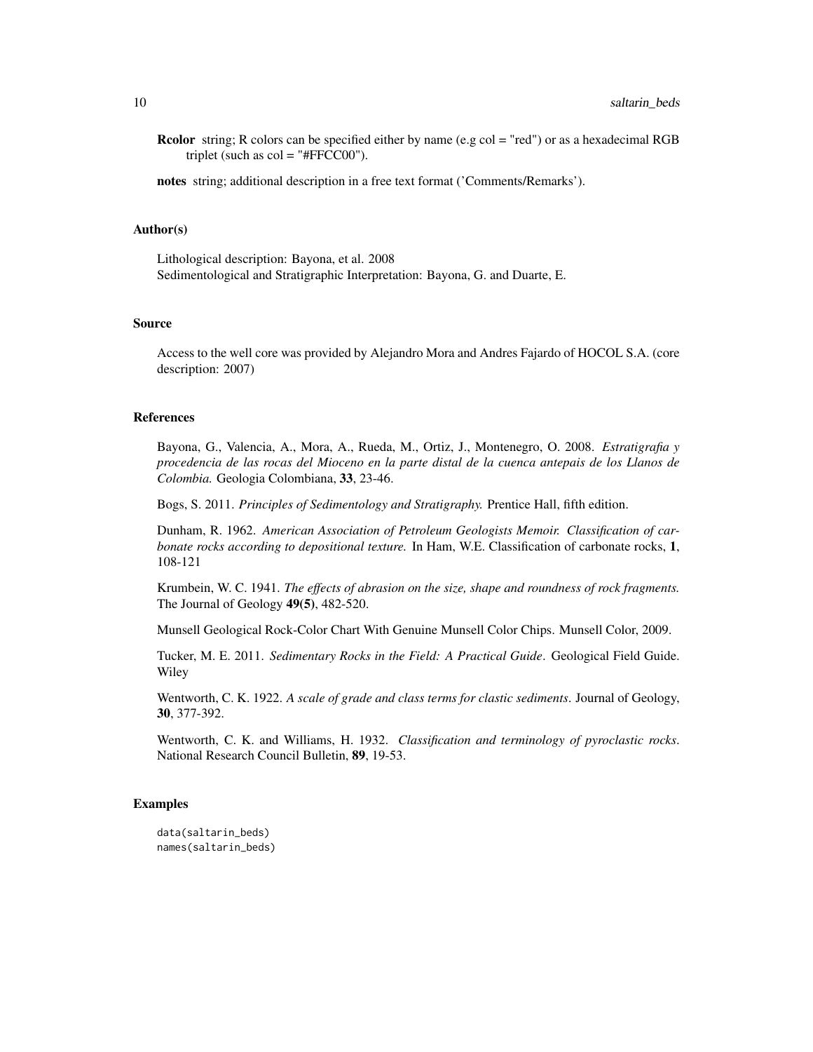**Rcolor** string; R colors can be specified either by name (e.g col = "red") or as a hexadecimal RGB triplet (such as col = "#FFCC00").

**notes** string; additional description in a free text format ('Comments/Remarks').

### Author(s)

Lithological description: Bayona, et al. 2008
Sedimentological and Stratigraphic Interpretation: Bayona, G. and Duarte, E.

### Source

Access to the well core was provided by Alejandro Mora and Andres Fajardo of HOCOL S.A. (core description: 2007)

### References

Bayona, G., Valencia, A., Mora, A., Rueda, M., Ortiz, J., Montenegro, O. 2008. *Estratigrafia y procedencia de las rocas del Mioceno en la parte distal de la cuenca antepais de los Llanos de Colombia.* Geologia Colombiana, **33**, 23-46.

Bogs, S. 2011. *Principles of Sedimentology and Stratigraphy.* Prentice Hall, fifth edition.

Dunham, R. 1962. *American Association of Petroleum Geologists Memoir. Classification of carbonate rocks according to depositional texture.* In Ham, W.E. Classification of carbonate rocks, **1**, 108-121

Krumbein, W. C. 1941. *The effects of abrasion on the size, shape and roundness of rock fragments.* The Journal of Geology **49(5)**, 482-520.

Munsell Geological Rock-Color Chart With Genuine Munsell Color Chips. Munsell Color, 2009.

Tucker, M. E. 2011. *Sedimentary Rocks in the Field: A Practical Guide*. Geological Field Guide. Wiley

Wentworth, C. K. 1922. *A scale of grade and class terms for clastic sediments*. Journal of Geology, **30**, 377-392.

Wentworth, C. K. and Williams, H. 1932. *Classification and terminology of pyroclastic rocks*. National Research Council Bulletin, **89**, 19-53.

### Examples

```
data(saltarin_beds)
names(saltarin_beds)
```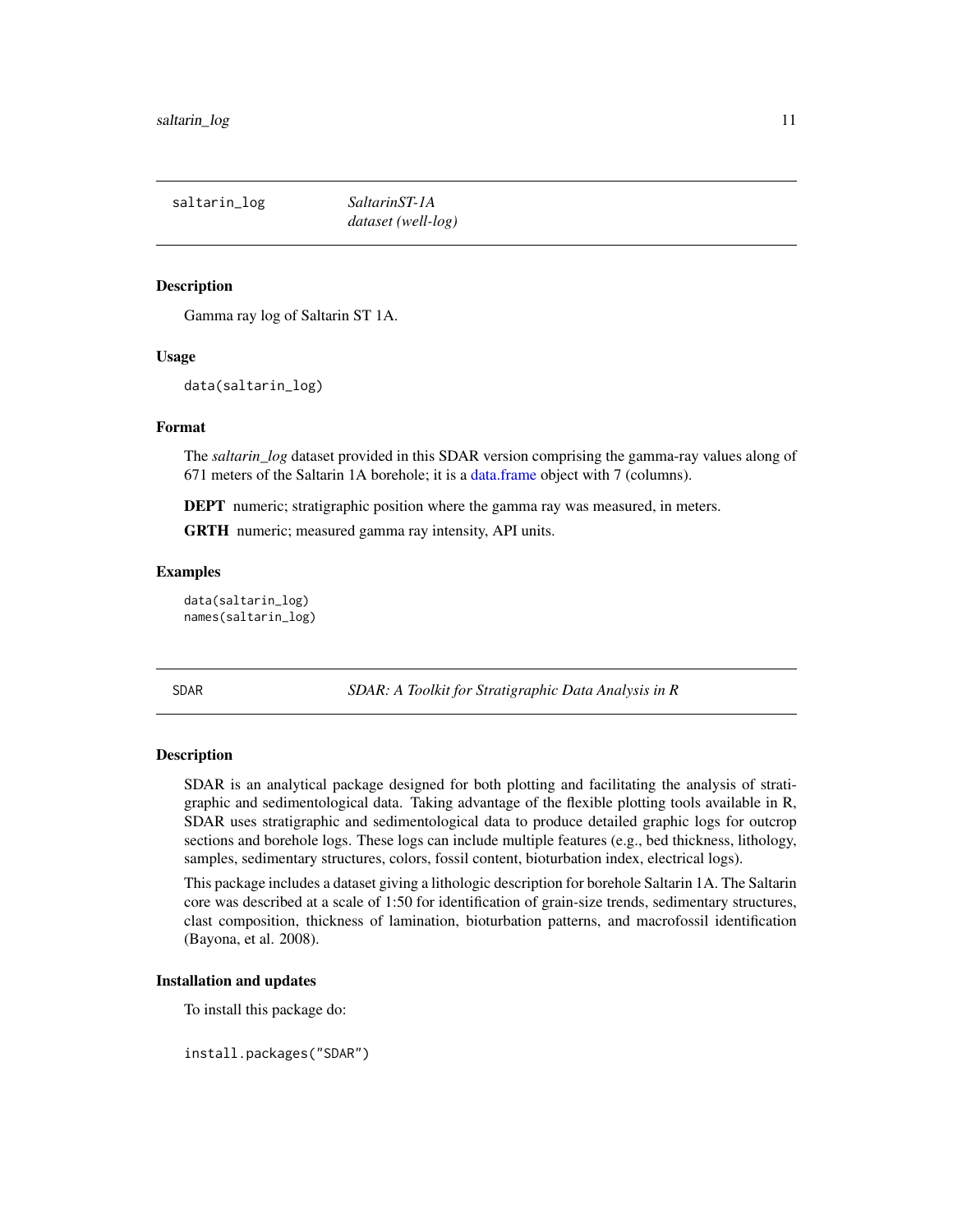## saltarin_log — *SaltarinST-1A dataset (well-log)*

### Description

Gamma ray log of Saltarin ST 1A.

### Usage

```
data(saltarin_log)
```

### Format

The *saltarin_log* dataset provided in this SDAR version comprising the gamma-ray values along of 671 meters of the Saltarin 1A borehole; it is a data.frame object with 7 (columns).

**DEPT** numeric; stratigraphic position where the gamma ray was measured, in meters.

**GRTH** numeric; measured gamma ray intensity, API units.

### Examples

```
data(saltarin_log)
names(saltarin_log)
```

## SDAR — *SDAR: A Toolkit for Stratigraphic Data Analysis in R*

### Description

SDAR is an analytical package designed for both plotting and facilitating the analysis of stratigraphic and sedimentological data. Taking advantage of the flexible plotting tools available in R, SDAR uses stratigraphic and sedimentological data to produce detailed graphic logs for outcrop sections and borehole logs. These logs can include multiple features (e.g., bed thickness, lithology, samples, sedimentary structures, colors, fossil content, bioturbation index, electrical logs).

This package includes a dataset giving a lithologic description for borehole Saltarin 1A. The Saltarin core was described at a scale of 1:50 for identification of grain-size trends, sedimentary structures, clast composition, thickness of lamination, bioturbation patterns, and macrofossil identification (Bayona, et al. 2008).

### Installation and updates

To install this package do:

```
install.packages("SDAR")
```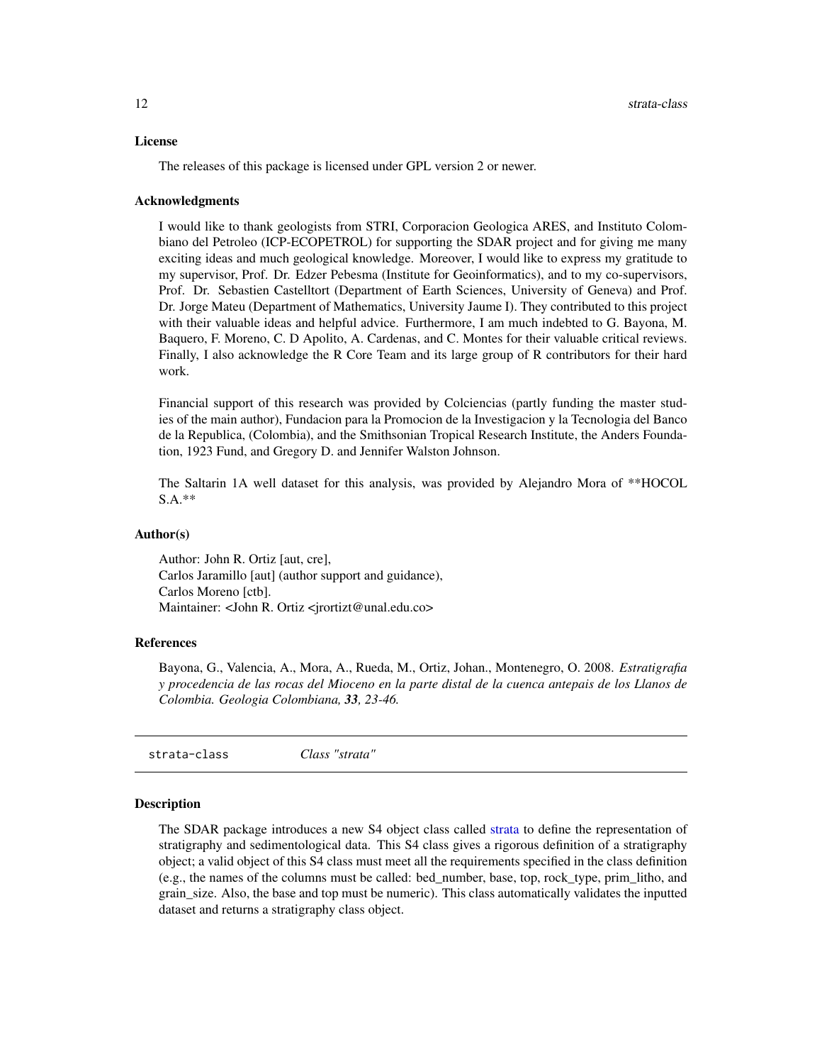### License

The releases of this package is licensed under GPL version 2 or newer.

### Acknowledgments

I would like to thank geologists from STRI, Corporacion Geologica ARES, and Instituto Colombiano del Petroleo (ICP-ECOPETROL) for supporting the SDAR project and for giving me many exciting ideas and much geological knowledge. Moreover, I would like to express my gratitude to my supervisor, Prof. Dr. Edzer Pebesma (Institute for Geoinformatics), and to my co-supervisors, Prof. Dr. Sebastien Castelltort (Department of Earth Sciences, University of Geneva) and Prof. Dr. Jorge Mateu (Department of Mathematics, University Jaume I). They contributed to this project with their valuable ideas and helpful advice. Furthermore, I am much indebted to G. Bayona, M. Baquero, F. Moreno, C. D Apolito, A. Cardenas, and C. Montes for their valuable critical reviews. Finally, I also acknowledge the R Core Team and its large group of R contributors for their hard work.

Financial support of this research was provided by Colciencias (partly funding the master studies of the main author), Fundacion para la Promocion de la Investigacion y la Tecnologia del Banco de la Republica, (Colombia), and the Smithsonian Tropical Research Institute, the Anders Foundation, 1923 Fund, and Gregory D. and Jennifer Walston Johnson.

The Saltarin 1A well dataset for this analysis, was provided by Alejandro Mora of **HOCOL S.A.**

### Author(s)

Author: John R. Ortiz [aut, cre],
Carlos Jaramillo [aut] (author support and guidance),
Carlos Moreno [ctb].
Maintainer: <John R. Ortiz <jrortizt@unal.edu.co>

### References

Bayona, G., Valencia, A., Mora, A., Rueda, M., Ortiz, Johan., Montenegro, O. 2008. *Estratigrafia y procedencia de las rocas del Mioceno en la parte distal de la cuenca antepais de los Llanos de Colombia. Geologia Colombiana, **33**, 23-46.*

---

## strata-class *Class "strata"*

### Description

The SDAR package introduces a new S4 object class called strata to define the representation of stratigraphy and sedimentological data. This S4 class gives a rigorous definition of a stratigraphy object; a valid object of this S4 class must meet all the requirements specified in the class definition (e.g., the names of the columns must be called: bed_number, base, top, rock_type, prim_litho, and grain_size. Also, the base and top must be numeric). This class automatically validates the inputted dataset and returns a stratigraphy class object.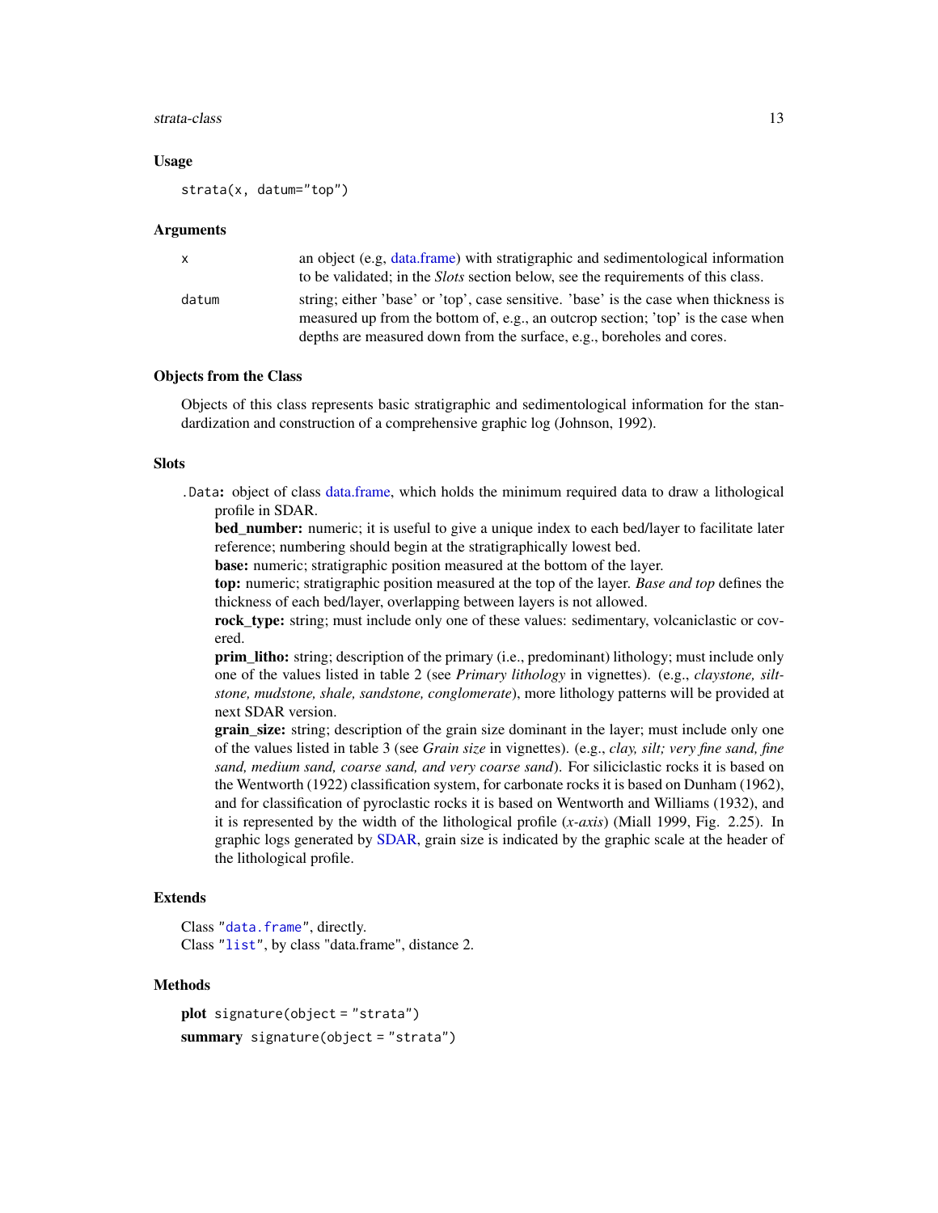### Usage

```
strata(x, datum="top")
```

### Arguments

| | |
|---|---|
| x | an object (e.g, data.frame) with stratigraphic and sedimentological information to be validated; in the *Slots* section below, see the requirements of this class. |
| datum | string; either 'base' or 'top', case sensitive. 'base' is the case when thickness is measured up from the bottom of, e.g., an outcrop section; 'top' is the case when depths are measured down from the surface, e.g., boreholes and cores. |

### Objects from the Class

Objects of this class represents basic stratigraphic and sedimentological information for the standardization and construction of a comprehensive graphic log (Johnson, 1992).

### Slots

`.Data`**:** object of class data.frame, which holds the minimum required data to draw a lithological profile in SDAR.

**bed_number:** numeric; it is useful to give a unique index to each bed/layer to facilitate later reference; numbering should begin at the stratigraphically lowest bed.

**base:** numeric; stratigraphic position measured at the bottom of the layer.

**top:** numeric; stratigraphic position measured at the top of the layer. *Base and top* defines the thickness of each bed/layer, overlapping between layers is not allowed.

**rock_type:** string; must include only one of these values: sedimentary, volcaniclastic or covered.

**prim_litho:** string; description of the primary (i.e., predominant) lithology; must include only one of the values listed in table 2 (see *Primary lithology* in vignettes). (e.g., *claystone, siltstone, mudstone, shale, sandstone, conglomerate*), more lithology patterns will be provided at next SDAR version.

**grain_size:** string; description of the grain size dominant in the layer; must include only one of the values listed in table 3 (see *Grain size* in vignettes). (e.g., *clay, silt; very fine sand, fine sand, medium sand, coarse sand, and very coarse sand*). For siliciclastic rocks it is based on the Wentworth (1922) classification system, for carbonate rocks it is based on Dunham (1962), and for classification of pyroclastic rocks it is based on Wentworth and Williams (1932), and it is represented by the width of the lithological profile (*x-axis*) (Miall 1999, Fig. 2.25). In graphic logs generated by SDAR, grain size is indicated by the graphic scale at the header of the lithological profile.

### Extends

Class "`data.frame`", directly.
Class "`list`", by class "data.frame", distance 2.

### Methods

**plot** `signature(object = "strata")`

**summary** `signature(object = "strata")`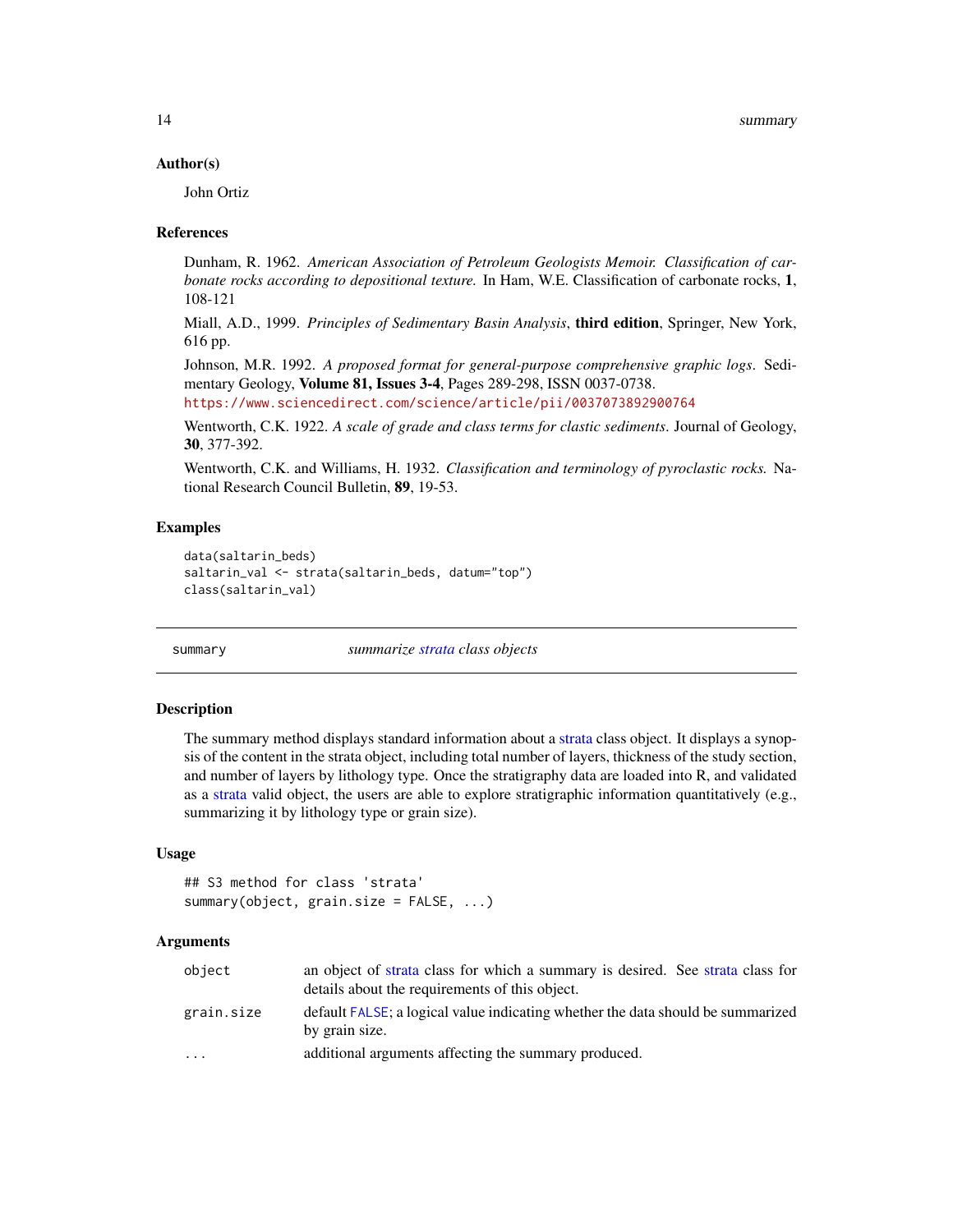### Author(s)

John Ortiz

### References

Dunham, R. 1962. *American Association of Petroleum Geologists Memoir. Classification of carbonate rocks according to depositional texture.* In Ham, W.E. Classification of carbonate rocks, **1**, 108-121

Miall, A.D., 1999. *Principles of Sedimentary Basin Analysis*, **third edition**, Springer, New York, 616 pp.

Johnson, M.R. 1992. *A proposed format for general-purpose comprehensive graphic logs*. Sedimentary Geology, **Volume 81, Issues 3-4**, Pages 289-298, ISSN 0037-0738. https://www.sciencedirect.com/science/article/pii/0037073892900764

Wentworth, C.K. 1922. *A scale of grade and class terms for clastic sediments*. Journal of Geology, **30**, 377-392.

Wentworth, C.K. and Williams, H. 1932. *Classification and terminology of pyroclastic rocks.* National Research Council Bulletin, **89**, 19-53.

### Examples

```
data(saltarin_beds)
saltarin_val <- strata(saltarin_beds, datum="top")
class(saltarin_val)
```

---

## summary — *summarize strata class objects*

---

### Description

The summary method displays standard information about a strata class object. It displays a synopsis of the content in the strata object, including total number of layers, thickness of the study section, and number of layers by lithology type. Once the stratigraphy data are loaded into R, and validated as a strata valid object, the users are able to explore stratigraphic information quantitatively (e.g., summarizing it by lithology type or grain size).

### Usage

```
## S3 method for class 'strata'
summary(object, grain.size = FALSE, ...)
```

### Arguments

| | |
|---|---|
| object | an object of strata class for which a summary is desired. See strata class for details about the requirements of this object. |
| grain.size | default `FALSE`; a logical value indicating whether the data should be summarized by grain size. |
| ... | additional arguments affecting the summary produced. |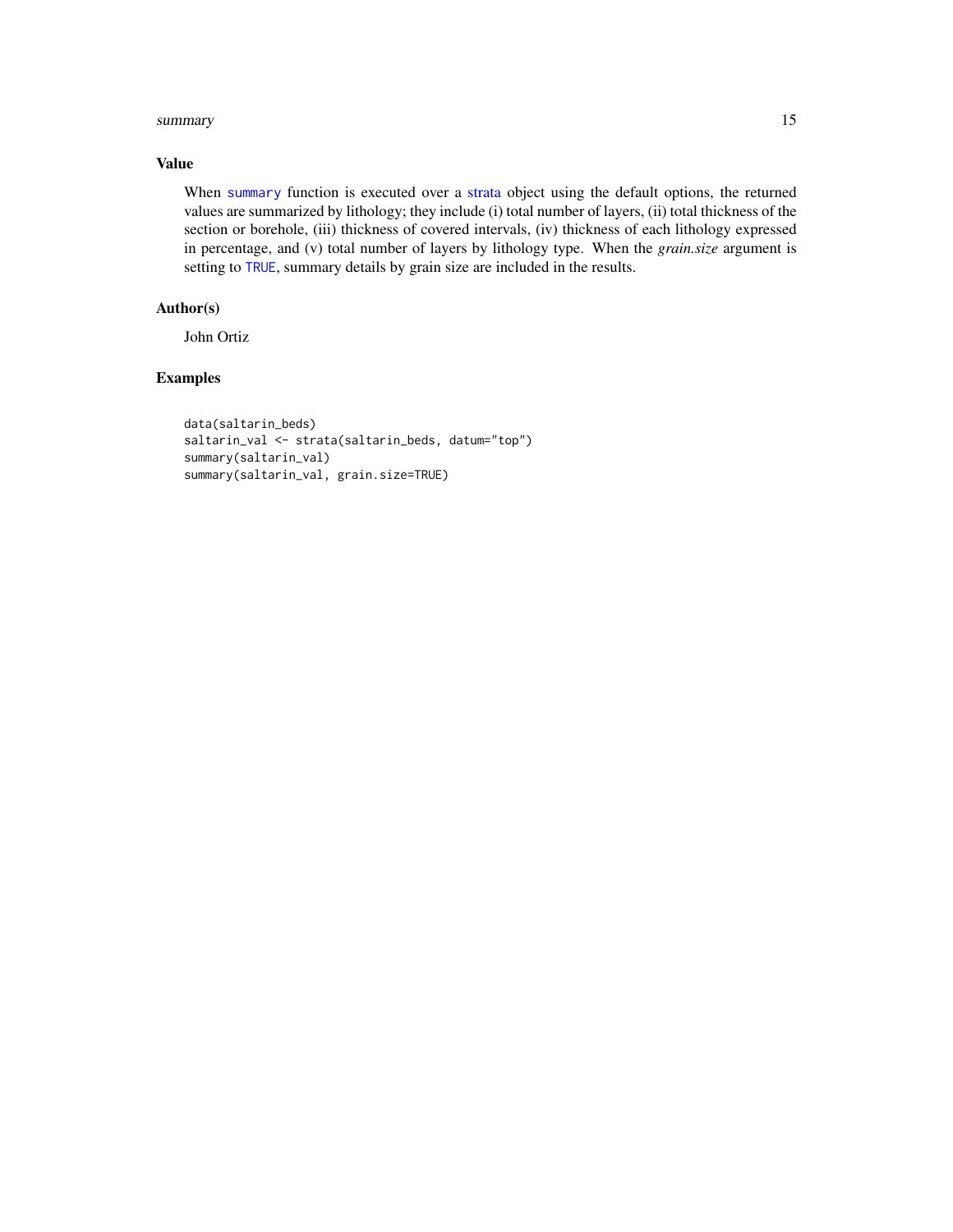## Value

When `summary` function is executed over a strata object using the default options, the returned values are summarized by lithology; they include (i) total number of layers, (ii) total thickness of the section or borehole, (iii) thickness of covered intervals, (iv) thickness of each lithology expressed in percentage, and (v) total number of layers by lithology type. When the *grain.size* argument is setting to `TRUE`, summary details by grain size are included in the results.

## Author(s)

John Ortiz

## Examples

```
data(saltarin_beds)
saltarin_val <- strata(saltarin_beds, datum="top")
summary(saltarin_val)
summary(saltarin_val, grain.size=TRUE)
```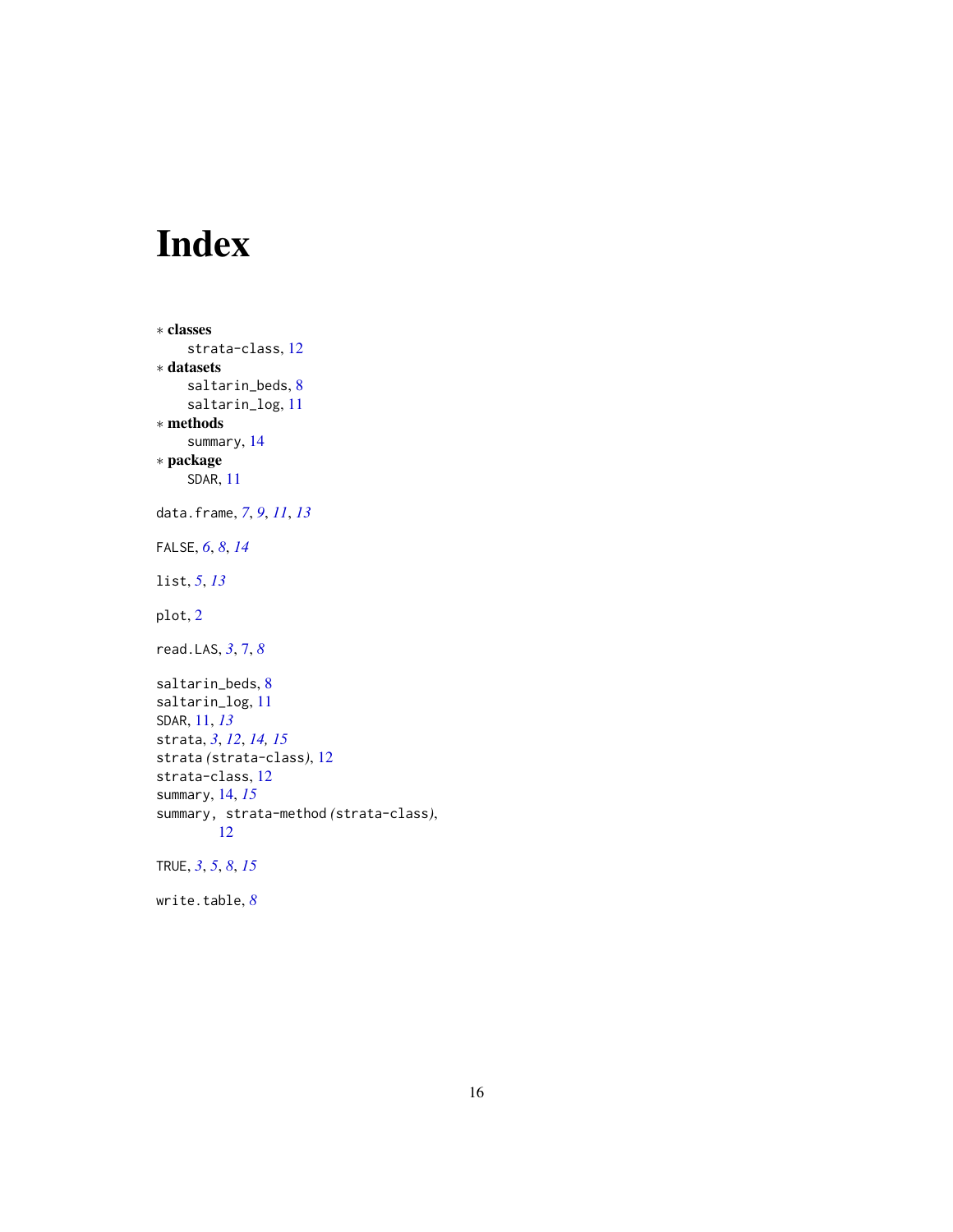# Index

∗ **classes**
    strata-class, 12
∗ **datasets**
    saltarin_beds, 8
    saltarin_log, 11
∗ **methods**
    summary, 14
∗ **package**
    SDAR, 11

data.frame, *7*, *9*, *11*, *13*

FALSE, *6*, *8*, *14*

list, *5*, *13*

plot, 2

read.LAS, *3*, 7, *8*

saltarin_beds, 8
saltarin_log, 11
SDAR, 11, *13*
strata, *3*, *12*, *14, 15*
strata *(*strata-class*)*, 12
strata-class, 12
summary, 14, *15*
summary, strata-method *(*strata-class*)*,
        12

TRUE, *3*, *5*, *8*, *15*

write.table, *8*